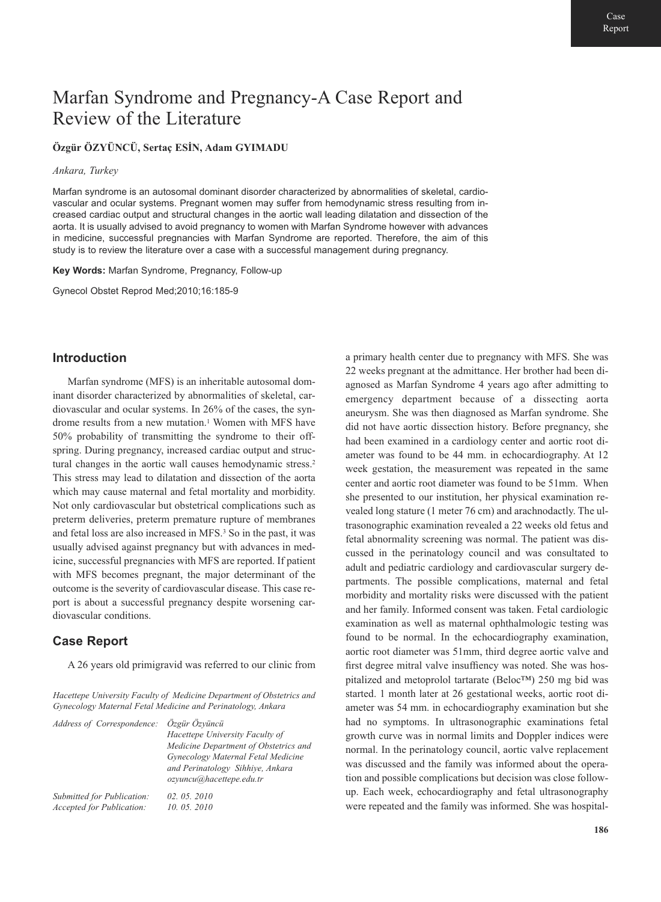# Marfan Syndrome and Pregnancy-A Case Report and Review of the Literature

**Özgür ÖZYÜNCÜ, Sertaç ESİN, Adam GYIMADU**

*Ankara, Turkey*

Marfan syndrome is an autosomal dominant disorder characterized by abnormalities of skeletal, cardiovascular and ocular systems. Pregnant women may suffer from hemodynamic stress resulting from increased cardiac output and structural changes in the aortic wall leading dilatation and dissection of the aorta. It is usually advised to avoid pregnancy to women with Marfan Syndrome however with advances in medicine, successful pregnancies with Marfan Syndrome are reported. Therefore, the aim of this study is to review the literature over a case with a successful management during pregnancy.

**Key Words:** Marfan Syndrome, Pregnancy, Follow-up

Gynecol Obstet Reprod Med;2010;16:185-9

## Introduction

Marfan syndrome (MFS) is an inheritable autosomal dominant disorder characterized by abnormalities of skeletal, cardiovascular and ocular systems. In 26% of the cases, the syndrome results from a new mutation.[1] Women with MFS have 50% probability of transmitting the syndrome to their offspring. During pregnancy, increased cardiac output and structural changes in the aortic wall causes hemodynamic stress.[2] This stress may lead to dilatation and dissection of the aorta which may cause maternal and fetal mortality and morbidity. Not only cardiovascular but obstetrical complications such as preterm deliveries, preterm premature rupture of membranes and fetal loss are also increased in MFS.[3] So in the past, it was usually advised against pregnancy but with advances in medicine, successful pregnancies with MFS are reported. If patient with MFS becomes pregnant, the major determinant of the outcome is the severity of cardiovascular disease. This case report is about a successful pregnancy despite worsening cardiovascular conditions.

## Case Report

A 26 years old primigravid was referred to our clinic from a primary health center due to pregnancy with MFS. She was 22 weeks pregnant at the admittance. Her brother had been diagnosed as Marfan Syndrome 4 years ago after admitting to emergency department because of a dissecting aorta aneurysm. She was then diagnosed as Marfan syndrome. She did not have aortic dissection history. Before pregnancy, she had been examined in a cardiology center and aortic root diameter was found to be 44 mm. in echocardiography. At 12 week gestation, the measurement was repeated in the same center and aortic root diameter was found to be 51mm. When she presented to our institution, her physical examination revealed long stature (1 meter 76 cm) and arachnodactly. The ultrasonographic examination revealed a 22 weeks old fetus and fetal abnormality screening was normal. The patient was discussed in the perinatology council and was consultated to adult and pediatric cardiology and cardiovascular surgery departments. The possible complications, maternal and fetal morbidity and mortality risks were discussed with the patient and her family. Informed consent was taken. Fetal cardiologic examination as well as maternal ophthalmologic testing was found to be normal. In the echocardiography examination, aortic root diameter was 51mm, third degree aortic valve and first degree mitral valve insuffiency was noted. She was hospitalized and metoprolol tartarate (Beloc™) 250 mg bid was started. 1 month later at 26 gestational weeks, aortic root diameter was 54 mm. in echocardiography examination but she had no symptoms. In ultrasonographic examinations fetal growth curve was in normal limits and Doppler indices were normal. In the perinatology council, aortic valve replacement was discussed and the family was informed about the operation and possible complications but decision was close follow-up. Each week, echocardiography and fetal ultrasonography were repeated and the family was informed. She was hospital-

*Hacettepe University Faculty of Medicine Department of Obstetrics and Gynecology Maternal Fetal Medicine and Perinatology, Ankara*

*Address of Correspondence:* *Özgür Özyüncü, Hacettepe University Faculty of Medicine Department of Obstetrics and Gynecology Maternal Fetal Medicine and Perinatology Sihhiye, Ankara ozyuncu@hacettepe.edu.tr*

*Submitted for Publication:* *02. 05. 2010*
*Accepted for Publication:* *10. 05. 2010*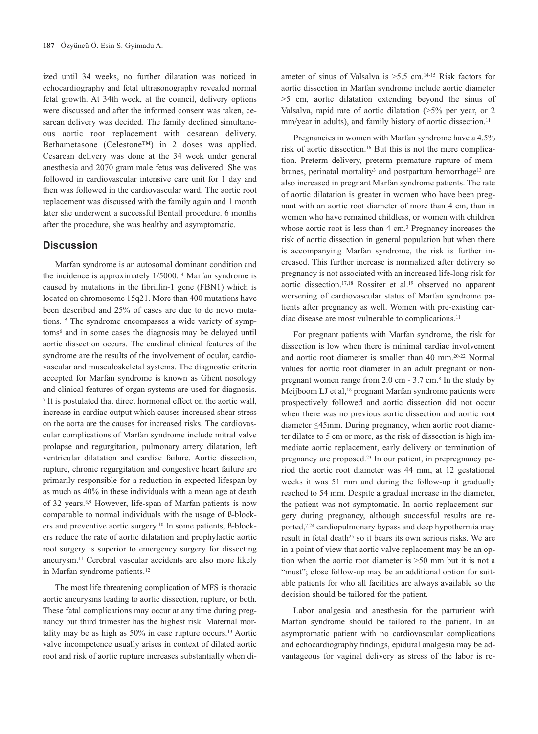ized until 34 weeks, no further dilatation was noticed in echocardiography and fetal ultrasonography revealed normal fetal growth. At 34th week, at the council, delivery options were discussed and after the informed consent was taken, cesarean delivery was decided. The family declined simultaneous aortic root replacement with cesarean delivery. Bethametasone (Celestone™) in 2 doses was applied. Cesarean delivery was done at the 34 week under general anesthesia and 2070 gram male fetus was delivered. She was followed in cardiovascular intensive care unit for 1 day and then was followed in the cardiovascular ward. The aortic root replacement was discussed with the family again and 1 month later she underwent a successful Bentall procedure. 6 months after the procedure, she was healthy and asymptomatic.

## Discussion

Marfan syndrome is an autosomal dominant condition and the incidence is approximately 1/5000. [4] Marfan syndrome is caused by mutations in the fibrillin-1 gene (FBN1) which is located on chromosome 15q21. More than 400 mutations have been described and 25% of cases are due to de novo mutations. [5] The syndrome encompasses a wide variety of symptoms[6] and in some cases the diagnosis may be delayed until aortic dissection occurs. The cardinal clinical features of the syndrome are the results of the involvement of ocular, cardiovascular and musculoskeletal systems. The diagnostic criteria accepted for Marfan syndrome is known as Ghent nosology and clinical features of organ systems are used for diagnosis. [7] It is postulated that direct hormonal effect on the aortic wall, increase in cardiac output which causes increased shear stress on the aorta are the causes for increased risks. The cardiovascular complications of Marfan syndrome include mitral valve prolapse and regurgitation, pulmonary artery dilatation, left ventricular dilatation and cardiac failure. Aortic dissection, rupture, chronic regurgitation and congestive heart failure are primarily responsible for a reduction in expected lifespan by as much as 40% in these individuals with a mean age at death of 32 years.[8,9] However, life-span of Marfan patients is now comparable to normal individuals with the usage of ß-blockers and preventive aortic surgery.[10] In some patients, ß-blockers reduce the rate of aortic dilatation and prophylactic aortic root surgery is superior to emergency surgery for dissecting aneurysm.[11] Cerebral vascular accidents are also more likely in Marfan syndrome patients.[12]

The most life threatening complication of MFS is thoracic aortic aneurysms leading to aortic dissection, rupture, or both. These fatal complications may occur at any time during pregnancy but third trimester has the highest risk. Maternal mortality may be as high as 50% in case rupture occurs.[13] Aortic valve incompetence usually arises in context of dilated aortic root and risk of aortic rupture increases substantially when diameter of sinus of Valsalva is >5.5 cm.[14-15] Risk factors for aortic dissection in Marfan syndrome include aortic diameter >5 cm, aortic dilatation extending beyond the sinus of Valsalva, rapid rate of aortic dilatation (>5% per year, or 2 mm/year in adults), and family history of aortic dissection.[11]

Pregnancies in women with Marfan syndrome have a 4.5% risk of aortic dissection.[16] But this is not the mere complication. Preterm delivery, preterm premature rupture of membranes, perinatal mortality[3] and postpartum hemorrhage[13] are also increased in pregnant Marfan syndrome patients. The rate of aortic dilatation is greater in women who have been pregnant with an aortic root diameter of more than 4 cm, than in women who have remained childless, or women with children whose aortic root is less than 4 cm.[3] Pregnancy increases the risk of aortic dissection in general population but when there is accompanying Marfan syndrome, the risk is further increased. This further increase is normalized after delivery so pregnancy is not associated with an increased life-long risk for aortic dissection.[17,18] Rossiter et al.[19] observed no apparent worsening of cardiovascular status of Marfan syndrome patients after pregnancy as well. Women with pre-existing cardiac disease are most vulnerable to complications.[11]

For pregnant patients with Marfan syndrome, the risk for dissection is low when there is minimal cardiac involvement and aortic root diameter is smaller than 40 mm.[20-22] Normal values for aortic root diameter in an adult pregnant or non-pregnant women range from 2.0 cm - 3.7 cm.[8] In the study by Meijboom LJ et al,[18] pregnant Marfan syndrome patients were prospectively followed and aortic dissection did not occur when there was no previous aortic dissection and aortic root diameter ≤45mm. During pregnancy, when aortic root diameter dilates to 5 cm or more, as the risk of dissection is high immediate aortic replacement, early delivery or termination of pregnancy are proposed.[23] In our patient, in prepregnancy period the aortic root diameter was 44 mm, at 12 gestational weeks it was 51 mm and during the follow-up it gradually reached to 54 mm. Despite a gradual increase in the diameter, the patient was not symptomatic. In aortic replacement surgery during pregnancy, although successful results are reported,[7,24] cardiopulmonary bypass and deep hypothermia may result in fetal death[25] so it bears its own serious risks. We are in a point of view that aortic valve replacement may be an option when the aortic root diameter is >50 mm but it is not a "must"; close follow-up may be an additional option for suitable patients for who all facilities are always available so the decision should be tailored for the patient.

Labor analgesia and anesthesia for the parturient with Marfan syndrome should be tailored to the patient. In an asymptomatic patient with no cardiovascular complications and echocardiography findings, epidural analgesia may be advantageous for vaginal delivery as stress of the labor is re-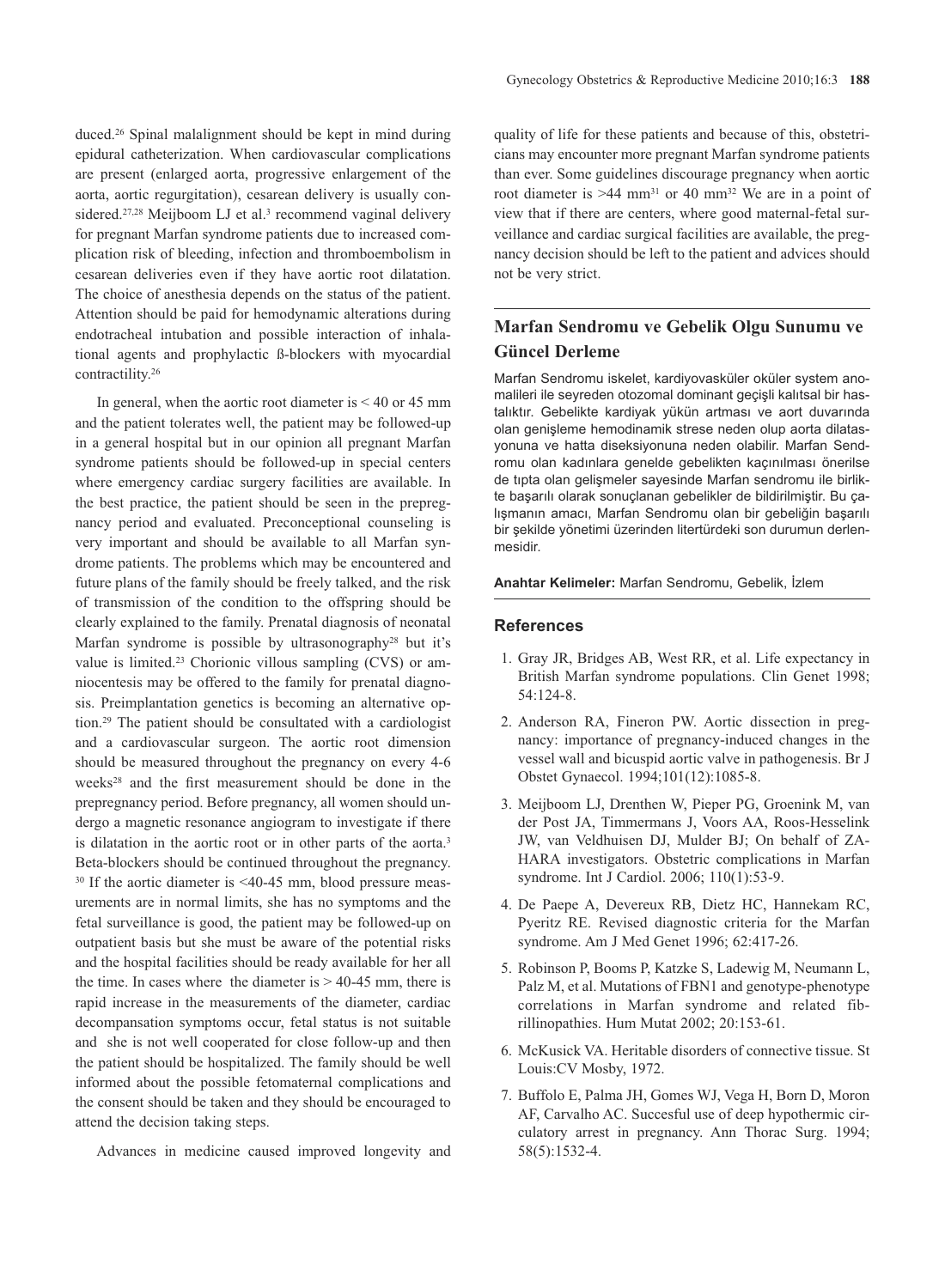duced.[26] Spinal malalignment should be kept in mind during epidural catheterization. When cardiovascular complications are present (enlarged aorta, progressive enlargement of the aorta, aortic regurgitation), cesarean delivery is usually considered.[27,28] Meijboom LJ et al.[3] recommend vaginal delivery for pregnant Marfan syndrome patients due to increased complication risk of bleeding, infection and thromboembolism in cesarean deliveries even if they have aortic root dilatation. The choice of anesthesia depends on the status of the patient. Attention should be paid for hemodynamic alterations during endotracheal intubation and possible interaction of inhalational agents and prophylactic ß-blockers with myocardial contractility.[26]

In general, when the aortic root diameter is < 40 or 45 mm and the patient tolerates well, the patient may be followed-up in a general hospital but in our opinion all pregnant Marfan syndrome patients should be followed-up in special centers where emergency cardiac surgery facilities are available. In the best practice, the patient should be seen in the prepregnancy period and evaluated. Preconceptional counseling is very important and should be available to all Marfan syndrome patients. The problems which may be encountered and future plans of the family should be freely talked, and the risk of transmission of the condition to the offspring should be clearly explained to the family. Prenatal diagnosis of neonatal Marfan syndrome is possible by ultrasonography[28] but it's value is limited.[23] Chorionic villous sampling (CVS) or amniocentesis may be offered to the family for prenatal diagnosis. Preimplantation genetics is becoming an alternative option.[29] The patient should be consultated with a cardiologist and a cardiovascular surgeon. The aortic root dimension should be measured throughout the pregnancy on every 4-6 weeks[28] and the first measurement should be done in the prepregnancy period. Before pregnancy, all women should undergo a magnetic resonance angiogram to investigate if there is dilatation in the aortic root or in other parts of the aorta.[3] Beta-blockers should be continued throughout the pregnancy.[30] If the aortic diameter is <40-45 mm, blood pressure measurements are in normal limits, she has no symptoms and the fetal surveillance is good, the patient may be followed-up on outpatient basis but she must be aware of the potential risks and the hospital facilities should be ready available for her all the time. In cases where the diameter is > 40-45 mm, there is rapid increase in the measurements of the diameter, cardiac decompansation symptoms occur, fetal status is not suitable and she is not well cooperated for close follow-up and then the patient should be hospitalized. The family should be well informed about the possible fetomaternal complications and the consent should be taken and they should be encouraged to attend the decision taking steps.

Advances in medicine caused improved longevity and quality of life for these patients and because of this, obstetricians may encounter more pregnant Marfan syndrome patients than ever. Some guidelines discourage pregnancy when aortic root diameter is >44 mm[31] or 40 mm[32] We are in a point of view that if there are centers, where good maternal-fetal surveillance and cardiac surgical facilities are available, the pregnancy decision should be left to the patient and advices should not be very strict.

## Marfan Sendromu ve Gebelik Olgu Sunumu ve Güncel Derleme

Marfan Sendromu iskelet, kardiyovasküler oküler system anomalileri ile seyreden otozomal dominant geçişli kalıtsal bir hastalıktır. Gebelikte kardiyak yükün artması ve aort duvarında olan genişleme hemodinamik strese neden olup aorta dilatasyonuna ve hatta diseksiyonuna neden olabilir. Marfan Sendromu olan kadınlara genelde gebelikten kaçınılması önerilse de tıpta olan gelişmeler sayesinde Marfan sendromu ile birlikte başarılı olarak sonuçlanan gebelikler de bildirilmiştir. Bu çalışmanın amacı, Marfan Sendromu olan bir gebeliğin başarılı bir şekilde yönetimi üzerinden litertürdeki son durumun derlenmesidir.

**Anahtar Kelimeler:** Marfan Sendromu, Gebelik, İzlem

## References

1. Gray JR, Bridges AB, West RR, et al. Life expectancy in British Marfan syndrome populations. Clin Genet 1998; 54:124-8.
2. Anderson RA, Fineron PW. Aortic dissection in pregnancy: importance of pregnancy-induced changes in the vessel wall and bicuspid aortic valve in pathogenesis. Br J Obstet Gynaecol. 1994;101(12):1085-8.
3. Meijboom LJ, Drenthen W, Pieper PG, Groenink M, van der Post JA, Timmermans J, Voors AA, Roos-Hesselink JW, van Veldhuisen DJ, Mulder BJ; On behalf of ZAHARA investigators. Obstetric complications in Marfan syndrome. Int J Cardiol. 2006; 110(1):53-9.
4. De Paepe A, Devereux RB, Dietz HC, Hannekam RC, Pyeritz RE. Revised diagnostic criteria for the Marfan syndrome. Am J Med Genet 1996; 62:417-26.
5. Robinson P, Booms P, Katzke S, Ladewig M, Neumann L, Palz M, et al. Mutations of FBN1 and genotype-phenotype correlations in Marfan syndrome and related fibrillinopathies. Hum Mutat 2002; 20:153-61.
6. McKusick VA. Heritable disorders of connective tissue. St Louis:CV Mosby, 1972.
7. Buffolo E, Palma JH, Gomes WJ, Vega H, Born D, Moron AF, Carvalho AC. Succesful use of deep hypothermic circulatory arrest in pregnancy. Ann Thorac Surg. 1994; 58(5):1532-4.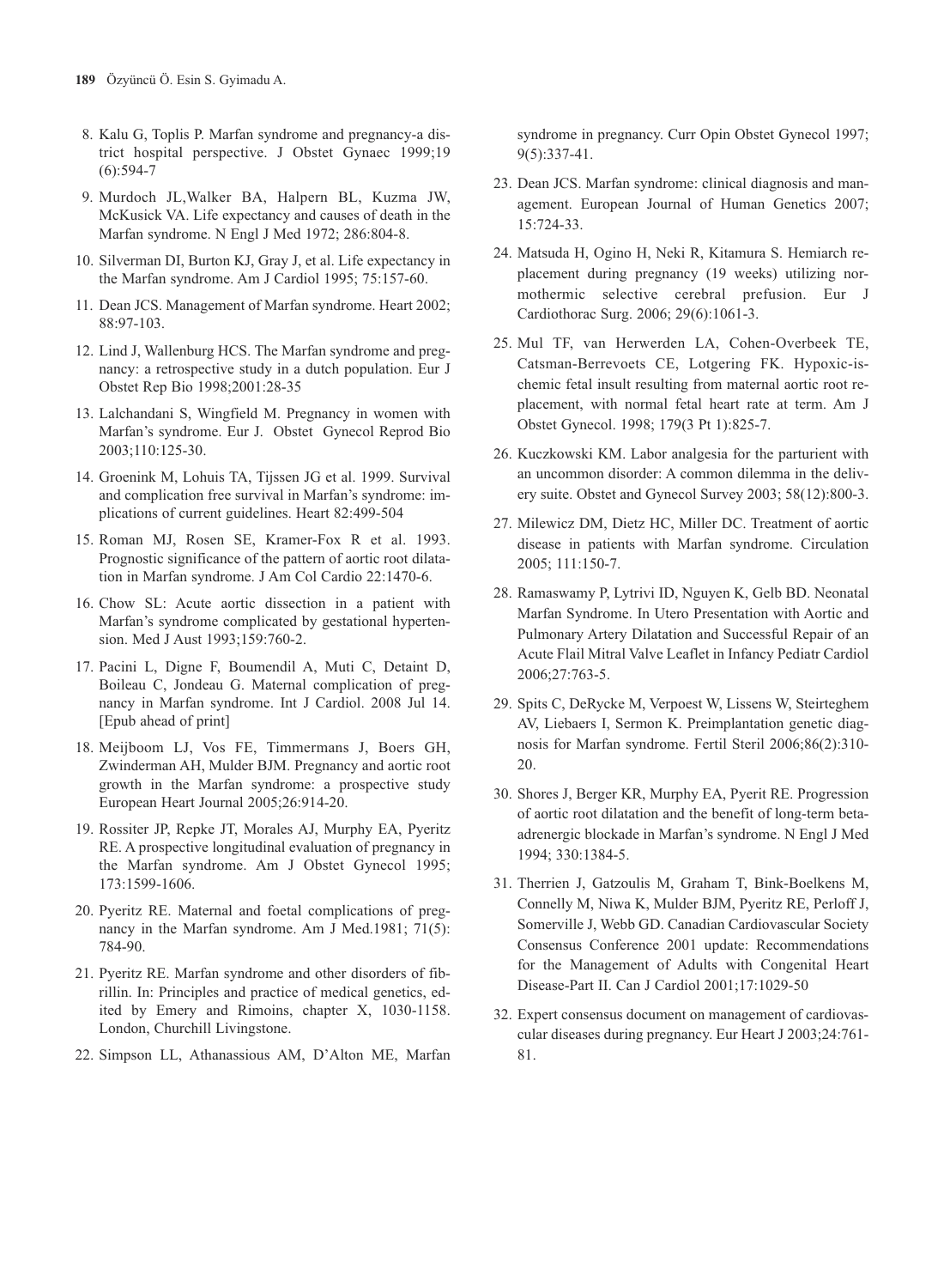8. Kalu G, Toplis P. Marfan syndrome and pregnancy-a district hospital perspective. J Obstet Gynaec 1999;19 (6):594-7
9. Murdoch JL,Walker BA, Halpern BL, Kuzma JW, McKusick VA. Life expectancy and causes of death in the Marfan syndrome. N Engl J Med 1972; 286:804-8.
10. Silverman DI, Burton KJ, Gray J, et al. Life expectancy in the Marfan syndrome. Am J Cardiol 1995; 75:157-60.
11. Dean JCS. Management of Marfan syndrome. Heart 2002; 88:97-103.
12. Lind J, Wallenburg HCS. The Marfan syndrome and pregnancy: a retrospective study in a dutch population. Eur J Obstet Rep Bio 1998;2001:28-35
13. Lalchandani S, Wingfield M. Pregnancy in women with Marfan's syndrome. Eur J. Obstet Gynecol Reprod Bio 2003;110:125-30.
14. Groenink M, Lohuis TA, Tijssen JG et al. 1999. Survival and complication free survival in Marfan's syndrome: implications of current guidelines. Heart 82:499-504
15. Roman MJ, Rosen SE, Kramer-Fox R et al. 1993. Prognostic significance of the pattern of aortic root dilatation in Marfan syndrome. J Am Col Cardio 22:1470-6.
16. Chow SL: Acute aortic dissection in a patient with Marfan's syndrome complicated by gestational hypertension. Med J Aust 1993;159:760-2.
17. Pacini L, Digne F, Boumendil A, Muti C, Detaint D, Boileau C, Jondeau G. Maternal complication of pregnancy in Marfan syndrome. Int J Cardiol. 2008 Jul 14. [Epub ahead of print]
18. Meijboom LJ, Vos FE, Timmermans J, Boers GH, Zwinderman AH, Mulder BJM. Pregnancy and aortic root growth in the Marfan syndrome: a prospective study European Heart Journal 2005;26:914-20.
19. Rossiter JP, Repke JT, Morales AJ, Murphy EA, Pyeritz RE. A prospective longitudinal evaluation of pregnancy in the Marfan syndrome. Am J Obstet Gynecol 1995; 173:1599-1606.
20. Pyeritz RE. Maternal and foetal complications of pregnancy in the Marfan syndrome. Am J Med.1981; 71(5): 784-90.
21. Pyeritz RE. Marfan syndrome and other disorders of fibrillin. In: Principles and practice of medical genetics, edited by Emery and Rimoins, chapter X, 1030-1158. London, Churchill Livingstone.
22. Simpson LL, Athanassious AM, D'Alton ME, Marfan syndrome in pregnancy. Curr Opin Obstet Gynecol 1997; 9(5):337-41.
23. Dean JCS. Marfan syndrome: clinical diagnosis and management. European Journal of Human Genetics 2007; 15:724-33.
24. Matsuda H, Ogino H, Neki R, Kitamura S. Hemiarch replacement during pregnancy (19 weeks) utilizing normothermic selective cerebral prefusion. Eur J Cardiothorac Surg. 2006; 29(6):1061-3.
25. Mul TF, van Herwerden LA, Cohen-Overbeek TE, Catsman-Berrevoets CE, Lotgering FK. Hypoxic-ischemic fetal insult resulting from maternal aortic root replacement, with normal fetal heart rate at term. Am J Obstet Gynecol. 1998; 179(3 Pt 1):825-7.
26. Kuczkowski KM. Labor analgesia for the parturient with an uncommon disorder: A common dilemma in the delivery suite. Obstet and Gynecol Survey 2003; 58(12):800-3.
27. Milewicz DM, Dietz HC, Miller DC. Treatment of aortic disease in patients with Marfan syndrome. Circulation 2005; 111:150-7.
28. Ramaswamy P, Lytrivi ID, Nguyen K, Gelb BD. Neonatal Marfan Syndrome. In Utero Presentation with Aortic and Pulmonary Artery Dilatation and Successful Repair of an Acute Flail Mitral Valve Leaflet in Infancy Pediatr Cardiol 2006;27:763-5.
29. Spits C, DeRycke M, Verpoest W, Lissens W, Steirteghem AV, Liebaers I, Sermon K. Preimplantation genetic diagnosis for Marfan syndrome. Fertil Steril 2006;86(2):310-20.
30. Shores J, Berger KR, Murphy EA, Pyerit RE. Progression of aortic root dilatation and the benefit of long-term beta-adrenergic blockade in Marfan's syndrome. N Engl J Med 1994; 330:1384-5.
31. Therrien J, Gatzoulis M, Graham T, Bink-Boelkens M, Connelly M, Niwa K, Mulder BJM, Pyeritz RE, Perloff J, Somerville J, Webb GD. Canadian Cardiovascular Society Consensus Conference 2001 update: Recommendations for the Management of Adults with Congenital Heart Disease-Part II. Can J Cardiol 2001;17:1029-50
32. Expert consensus document on management of cardiovascular diseases during pregnancy. Eur Heart J 2003;24:761-81.